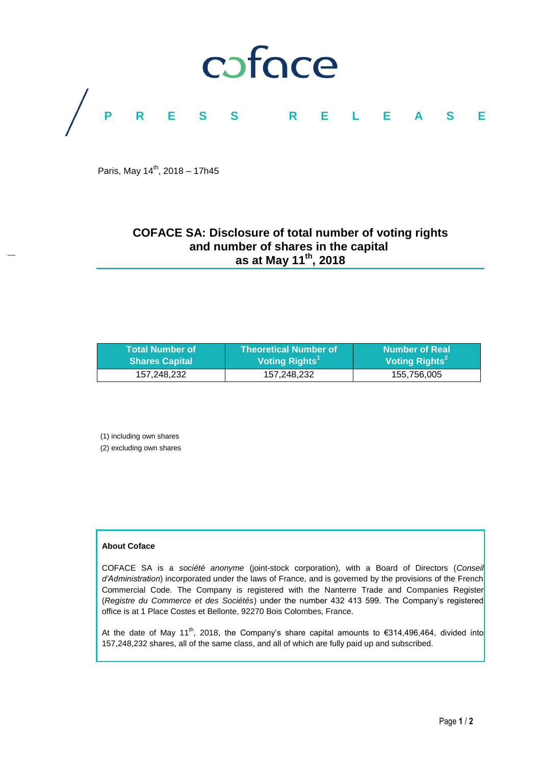coface

P R E S S R E L E A S E

Paris, May 14th, 2018 – 17h45

# COFACE SA: Disclosure of total number of voting rights and number of shares in the capital as at May 11th, 2018

| Total Number of Shares Capital | Theoretical Number of Voting Rights[1] | Number of Real Voting Rights[2] |
|---|---|---|
| 157,248,232 | 157,248,232 | 155,756,005 |

(1) including own shares

(2) excluding own shares

**About Coface**

COFACE SA is a *société anonyme* (joint-stock corporation), with a Board of Directors (*Conseil d'Administration*) incorporated under the laws of France, and is governed by the provisions of the French Commercial Code. The Company is registered with the Nanterre Trade and Companies Register (*Registre du Commerce et des Sociétés*) under the number 432 413 599. The Company's registered office is at 1 Place Costes et Bellonte, 92270 Bois Colombes, France.

At the date of May 11th, 2018, the Company's share capital amounts to €314,496,464, divided into 157,248,232 shares, all of the same class, and all of which are fully paid up and subscribed.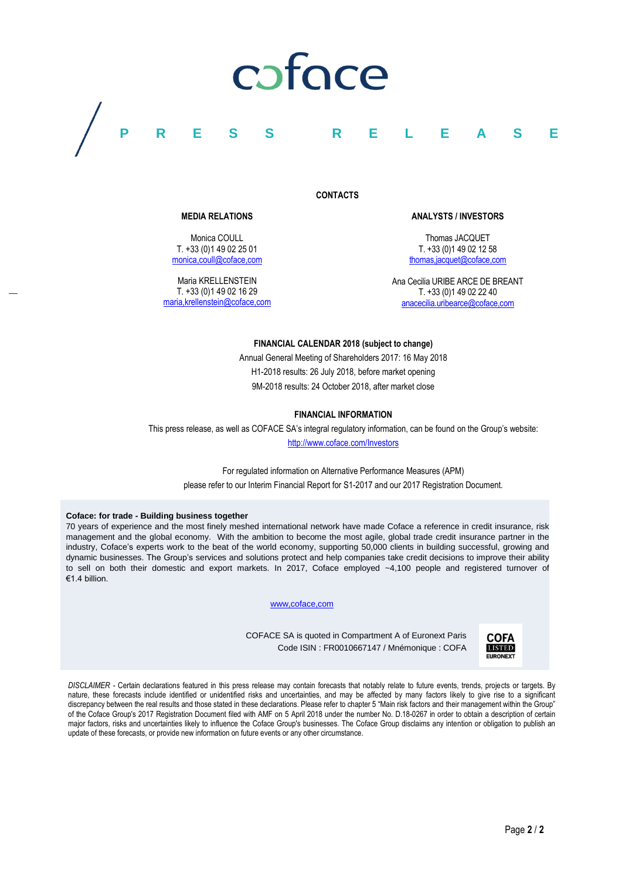## CONTACTS

**MEDIA RELATIONS**

Monica COULL
T. +33 (0)1 49 02 25 01
monica,coull@coface,com

Maria KRELLENSTEIN
T. +33 (0)1 49 02 16 29
maria,krellenstein@coface,com

**ANALYSTS / INVESTORS**

Thomas JACQUET
T. +33 (0)1 49 02 12 58
thomas,jacquet@coface,com

Ana Cecilia URIBE ARCE DE BREANT
T. +33 (0)1 49 02 22 40
anacecilia.uribearce@coface,com

**FINANCIAL CALENDAR 2018 (subject to change)**

Annual General Meeting of Shareholders 2017: 16 May 2018
H1-2018 results: 26 July 2018, before market opening
9M-2018 results: 24 October 2018, after market close

**FINANCIAL INFORMATION**

This press release, as well as COFACE SA's integral regulatory information, can be found on the Group's website:
http://www.coface.com/Investors

For regulated information on Alternative Performance Measures (APM)
please refer to our Interim Financial Report for S1-2017 and our 2017 Registration Document.

**Coface: for trade - Building business together**

70 years of experience and the most finely meshed international network have made Coface a reference in credit insurance, risk management and the global economy. With the ambition to become the most agile, global trade credit insurance partner in the industry, Coface's experts work to the beat of the world economy, supporting 50,000 clients in building successful, growing and dynamic businesses. The Group's services and solutions protect and help companies take credit decisions to improve their ability to sell on both their domestic and export markets. In 2017, Coface employed ~4,100 people and registered turnover of €1.4 billion.

www,coface,com

COFACE SA is quoted in Compartment A of Euronext Paris
Code ISIN : FR0010667147 / Mnémonique : COFA

COFA LISTED EURONEXT

*DISCLAIMER* - Certain declarations featured in this press release may contain forecasts that notably relate to future events, trends, projects or targets. By nature, these forecasts include identified or unidentified risks and uncertainties, and may be affected by many factors likely to give rise to a significant discrepancy between the real results and those stated in these declarations. Please refer to chapter 5 "Main risk factors and their management within the Group" of the Coface Group's 2017 Registration Document filed with AMF on 5 April 2018 under the number No. D.18-0267 in order to obtain a description of certain major factors, risks and uncertainties likely to influence the Coface Group's businesses. The Coface Group disclaims any intention or obligation to publish an update of these forecasts, or provide new information on future events or any other circumstance.